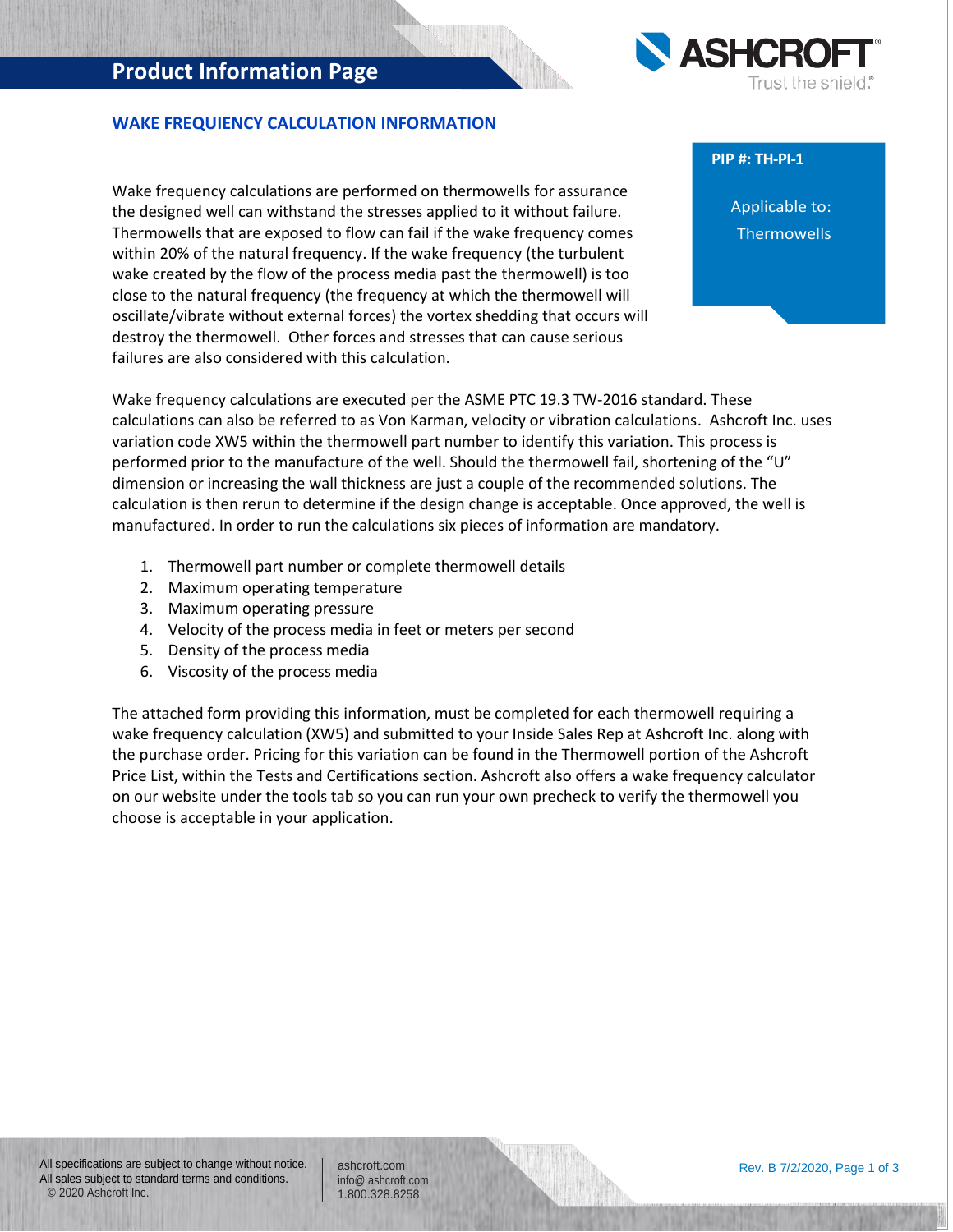# Product Information Page

## WAKE FREQUIENCY CALCULATION INFORMATION

**PIP #: TH-PI-1**

Applicable to:
Thermowells

Wake frequency calculations are performed on thermowells for assurance the designed well can withstand the stresses applied to it without failure. Thermowells that are exposed to flow can fail if the wake frequency comes within 20% of the natural frequency. If the wake frequency (the turbulent wake created by the flow of the process media past the thermowell) is too close to the natural frequency (the frequency at which the thermowell will oscillate/vibrate without external forces) the vortex shedding that occurs will destroy the thermowell. Other forces and stresses that can cause serious failures are also considered with this calculation.

Wake frequency calculations are executed per the ASME PTC 19.3 TW-2016 standard. These calculations can also be referred to as Von Karman, velocity or vibration calculations. Ashcroft Inc. uses variation code XW5 within the thermowell part number to identify this variation. This process is performed prior to the manufacture of the well. Should the thermowell fail, shortening of the “U” dimension or increasing the wall thickness are just a couple of the recommended solutions. The calculation is then rerun to determine if the design change is acceptable. Once approved, the well is manufactured. In order to run the calculations six pieces of information are mandatory.

1. Thermowell part number or complete thermowell details
2. Maximum operating temperature
3. Maximum operating pressure
4. Velocity of the process media in feet or meters per second
5. Density of the process media
6. Viscosity of the process media

The attached form providing this information, must be completed for each thermowell requiring a wake frequency calculation (XW5) and submitted to your Inside Sales Rep at Ashcroft Inc. along with the purchase order. Pricing for this variation can be found in the Thermowell portion of the Ashcroft Price List, within the Tests and Certifications section. Ashcroft also offers a wake frequency calculator on our website under the tools tab so you can run your own precheck to verify the thermowell you choose is acceptable in your application.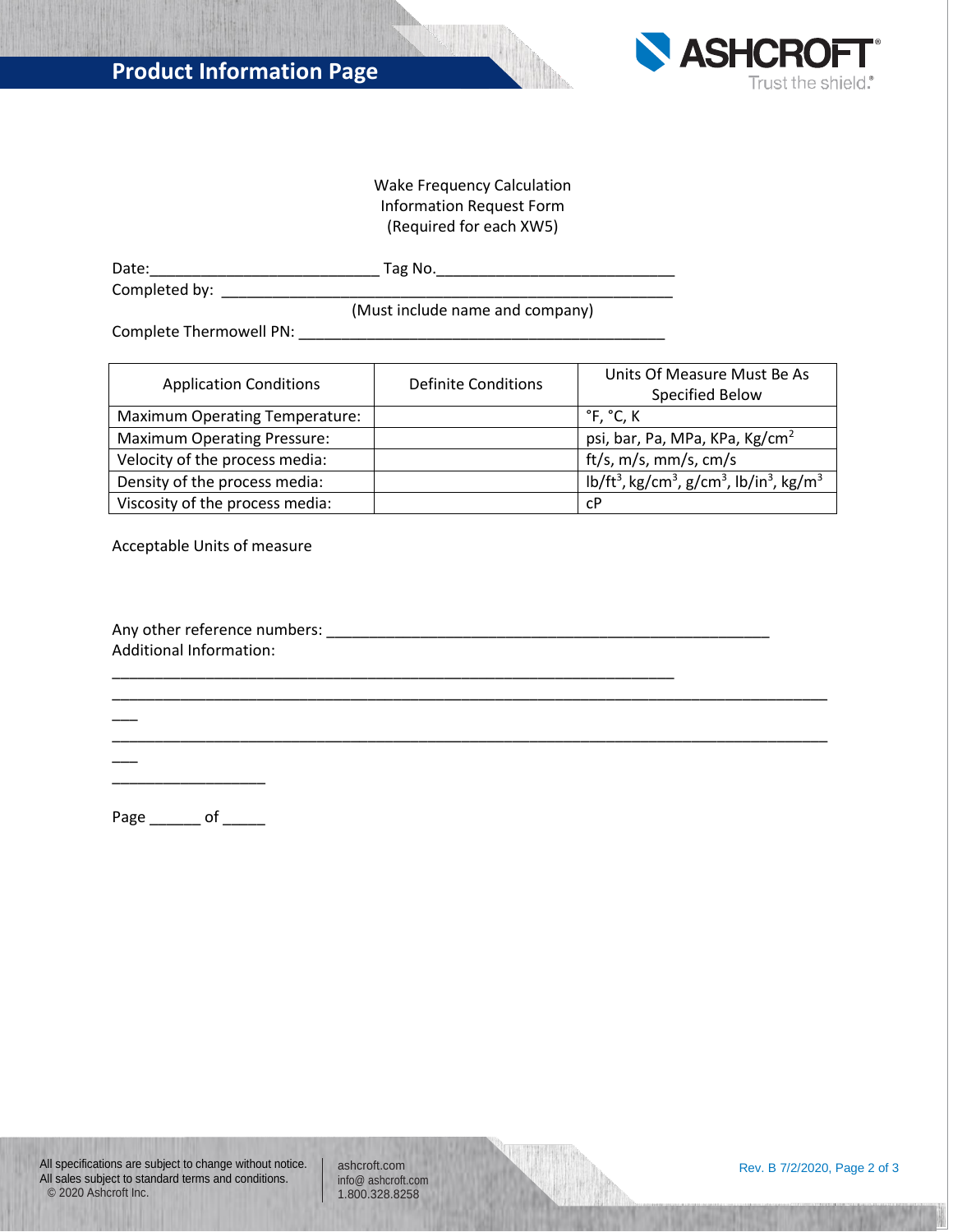Wake Frequency Calculation
Information Request Form
(Required for each XW5)

Date:___________________________ Tag No.____________________________

Completed by: _____________________________________________________

(Must include name and company)

Complete Thermowell PN: ___________________________________________

| Application Conditions | Definite Conditions | Units Of Measure Must Be As Specified Below |
|---|---|---|
| Maximum Operating Temperature: | | °F, °C, K |
| Maximum Operating Pressure: | | psi, bar, Pa, MPa, KPa, $Kg/cm^2$ |
| Velocity of the process media: | | ft/s, m/s, mm/s, cm/s |
| Density of the process media: | | $lb/ft^3$, $kg/cm^3$, $g/cm^3$, $lb/in^3$, $kg/m^3$ |
| Viscosity of the process media: | | cP |

Acceptable Units of measure

Any other reference numbers: ____________________________________________________

Additional Information:

_________________________________________________________________

____________________________________________________________________________________

____________________________________________________________________________________

__________________

Page ______ of _____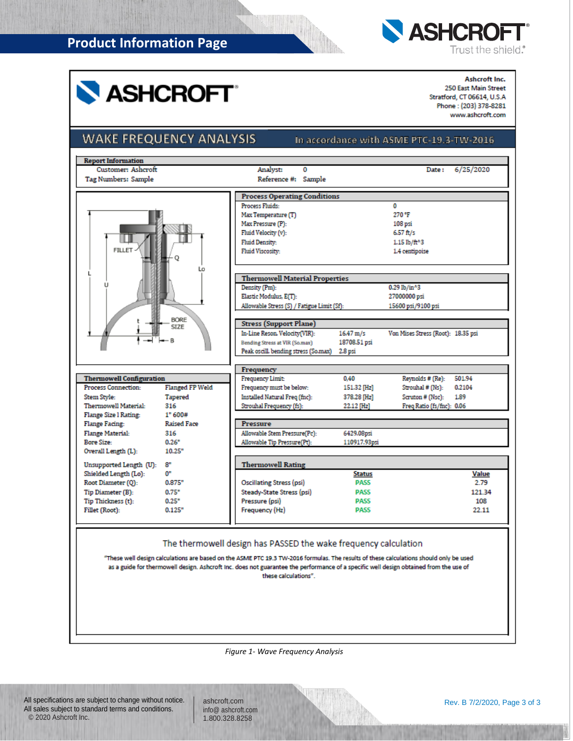## Product Information Page

**ASHCROFT**

Ashcroft Inc.
250 East Main Street
Stratford, CT 06614, U.S.A
Phone : (203) 378-8281
www.ashcroft.com

# WAKE FREQUENCY ANALYSIS

In accordance with ASME PTC-19.3-TW-2016

### Report Information

| | | | | | |
|---|---|---|---|---|---|
| Customer: | Ashcroft | Analyst: | 0 | Date : | 6/25/2020 |
| Tag Numbers: | Sample | Reference #: | Sample | | |

FILLET
Q
Lo
L
U
t
BORE SIZE
B

### Process Operating Conditions

| | |
|---|---|
| Process Fluids: | 0 |
| Max Temperature (T) | 270 °F |
| Max Pressure (P): | 108 psi |
| Fluid Velocity (v): | 6.57 ft/s |
| Fluid Density: | 1.15 lb/ft^3 |
| Fluid Viscosity: | 1.4 centipoise |

### Thermowell Material Properties

| | |
|---|---|
| Density (Pm): | 0.29 lb/in^3 |
| Elastic Modulus, E(T): | 27000000 psi |
| Allowable Stress (S) / Fatigue Limit (Sf): | 15600 psi/9100 psi |

### Stress (Support Plane)

| | | | |
|---|---|---|---|
| In-Line Reson. Velocity(VIR): | 16.47 m/s | Von Mises Stress (Root): | 18.35 psi |
| Bending Stress at VIR (So.max) | 18708.51 psi | | |
| Peak oscill. bending stress (So.max) | 2.8 psi | | |

### Thermowell Configuration

| | |
|---|---|
| Process Connection: | Flanged FP Weld |
| Stem Style: | Tapered |
| Thermowell Material: | 316 |
| Flange Size l Rating: | 1" 600# |
| Flange Facing: | Raised Face |
| Flange Material: | 316 |
| Bore Size: | 0.26" |
| Overall Length (L): | 10.25" |
| Unsupported Length (U): | 8" |
| Shielded Length (Lo): | 0" |
| Root Diameter (Q): | 0.875" |
| Tip Diameter (B): | 0.75" |
| Tip Thickness (t): | 0.25" |
| Fillet (Root): | 0.125" |

### Frequency

| | | | |
|---|---|---|---|
| Frequency Limit: | 0.40 | Reynolds # (Re): | 501.94 |
| Frequency must be below: | 151.32 [Hz] | Strouhal # (Ns): | 0.2104 |
| Installed Natural Freq (fnc): | 378.28 [Hz] | Scruton # (Nsc): | 1.89 |
| Strouhal Frequency (fs): | 22.12 [Hz] | Freq Ratio (fs/fnc): | 0.06 |

### Pressure

| | |
|---|---|
| Allowable Stem Pressure(Pc): | 6429.08psi |
| Allowable Tip Pressure(Pt): | 110917.93psi |

### Thermowell Rating

| | Status | Value |
|---|---|---|
| Oscillating Stress (psi) | PASS | 2.79 |
| Steady-State Stress (psi) | PASS | 121.34 |
| Pressure (psi) | PASS | 108 |
| Frequency (Hz) | PASS | 22.11 |

The thermowell design has PASSED the wake frequency calculation

"These well design calculations are based on the ASME PTC 19.3 TW-2016 formulas. The results of these calculations should only be used as a guide for thermowell design. Ashcroft Inc. does not guarantee the performance of a specific well design obtained from the use of these calculations".

*Figure 1- Wave Frequency Analysis*

All specifications are subject to change without notice.
All sales subject to standard terms and conditions.
© 2020 Ashcroft Inc.

ashcroft.com
info@ ashcroft.com
1.800.328.8258

Rev. B 7/2/2020